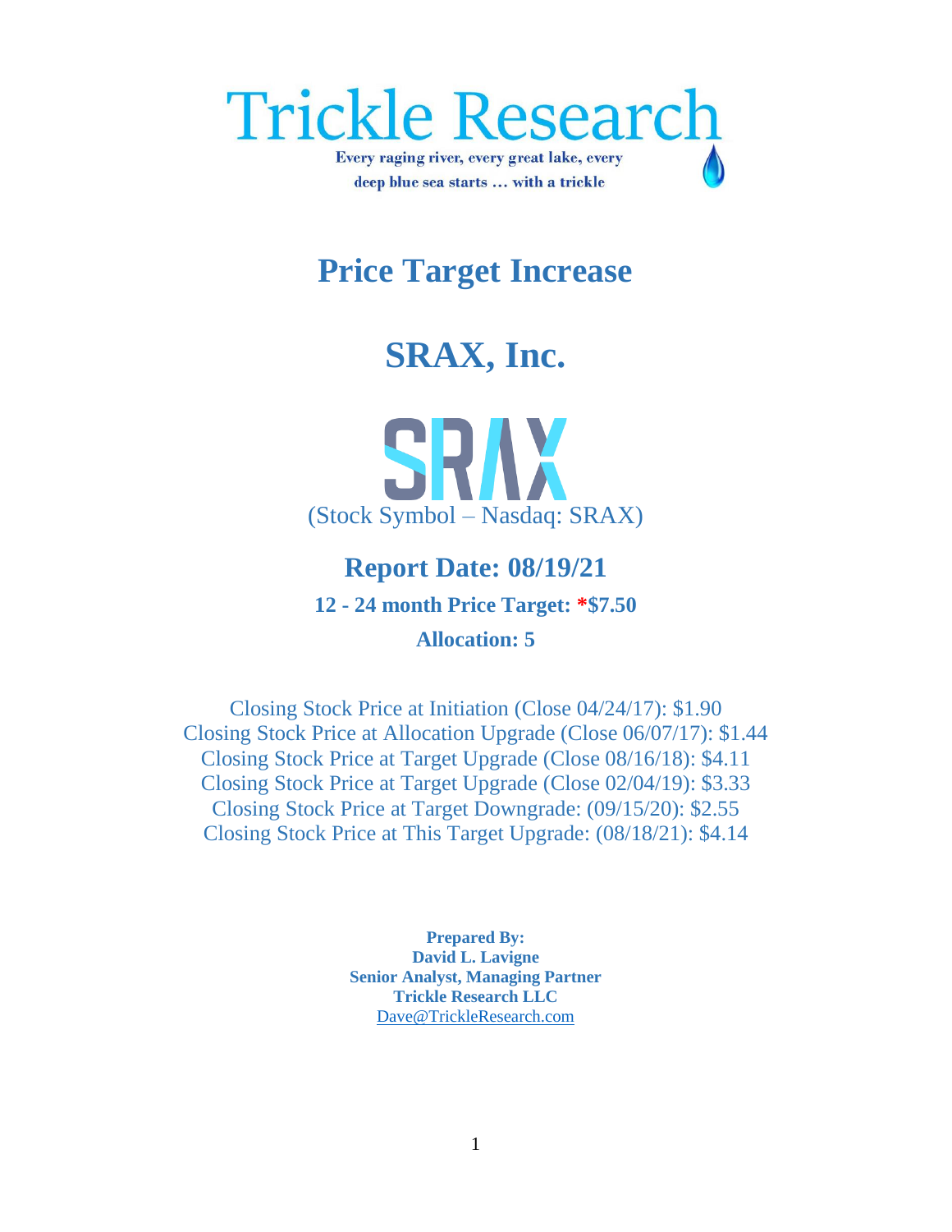# Trickle Research

Every raging river, every great lake, every deep blue sea starts … with a trickle

## Price Target Increase

# SRAX, Inc.

SRAX

(Stock Symbol – Nasdaq: SRAX)

### Report Date: 08/19/21

**12 - 24 month Price Target: *$7.50**

**Allocation: 5**

Closing Stock Price at Initiation (Close 04/24/17): $1.90
Closing Stock Price at Allocation Upgrade (Close 06/07/17): $1.44
Closing Stock Price at Target Upgrade (Close 08/16/18): $4.11
Closing Stock Price at Target Upgrade (Close 02/04/19): $3.33
Closing Stock Price at Target Downgrade: (09/15/20): $2.55
Closing Stock Price at This Target Upgrade: (08/18/21): $4.14

**Prepared By:**
**David L. Lavigne**
**Senior Analyst, Managing Partner**
**Trickle Research LLC**
Dave@TrickleResearch.com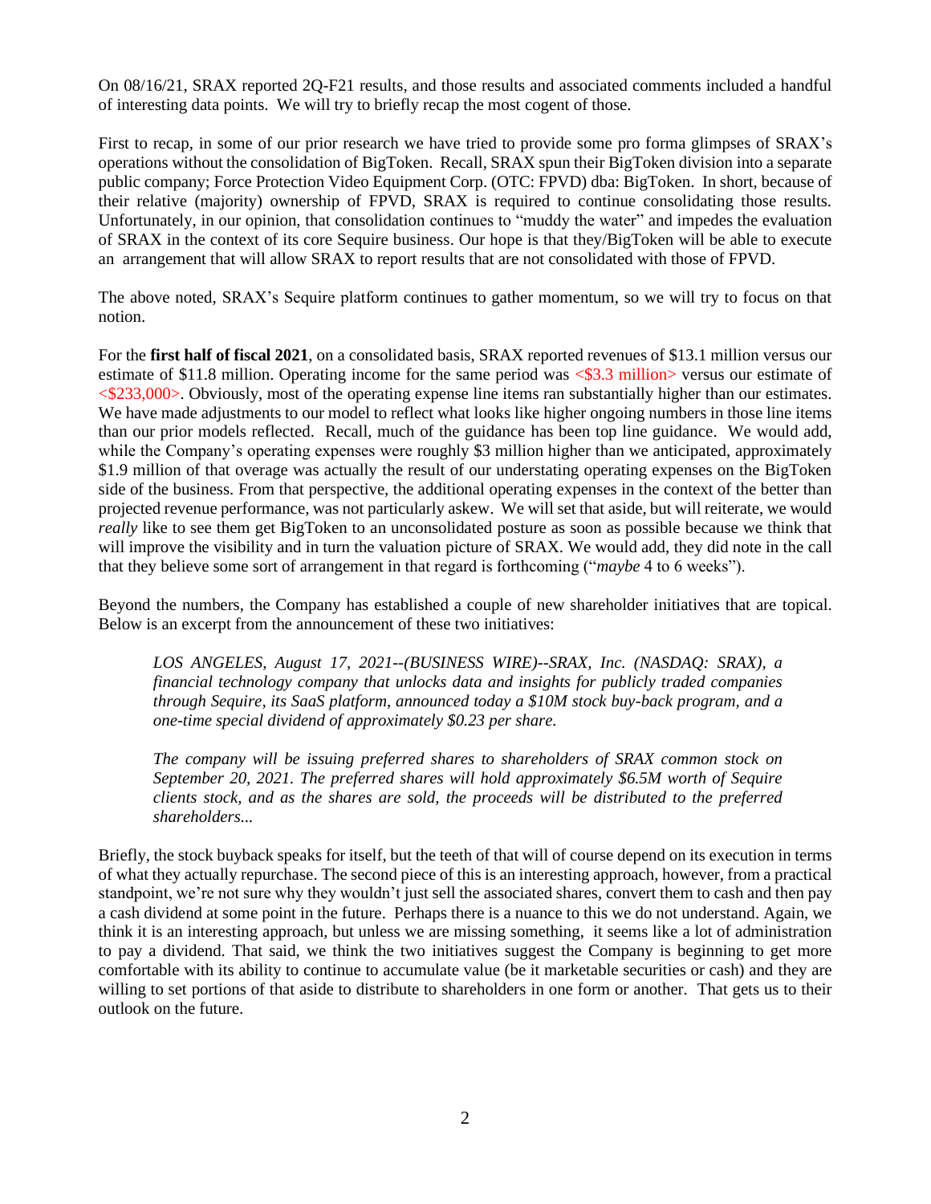On 08/16/21, SRAX reported 2Q-F21 results, and those results and associated comments included a handful of interesting data points. We will try to briefly recap the most cogent of those.

First to recap, in some of our prior research we have tried to provide some pro forma glimpses of SRAX's operations without the consolidation of BigToken. Recall, SRAX spun their BigToken division into a separate public company; Force Protection Video Equipment Corp. (OTC: FPVD) dba: BigToken. In short, because of their relative (majority) ownership of FPVD, SRAX is required to continue consolidating those results. Unfortunately, in our opinion, that consolidation continues to "muddy the water" and impedes the evaluation of SRAX in the context of its core Sequire business. Our hope is that they/BigToken will be able to execute an arrangement that will allow SRAX to report results that are not consolidated with those of FPVD.

The above noted, SRAX's Sequire platform continues to gather momentum, so we will try to focus on that notion.

For the **first half of fiscal 2021**, on a consolidated basis, SRAX reported revenues of $13.1 million versus our estimate of $11.8 million. Operating income for the same period was <$3.3 million> versus our estimate of <$233,000>. Obviously, most of the operating expense line items ran substantially higher than our estimates. We have made adjustments to our model to reflect what looks like higher ongoing numbers in those line items than our prior models reflected. Recall, much of the guidance has been top line guidance. We would add, while the Company's operating expenses were roughly $3 million higher than we anticipated, approximately $1.9 million of that overage was actually the result of our understating operating expenses on the BigToken side of the business. From that perspective, the additional operating expenses in the context of the better than projected revenue performance, was not particularly askew. We will set that aside, but will reiterate, we would *really* like to see them get BigToken to an unconsolidated posture as soon as possible because we think that will improve the visibility and in turn the valuation picture of SRAX. We would add, they did note in the call that they believe some sort of arrangement in that regard is forthcoming ("*maybe* 4 to 6 weeks").

Beyond the numbers, the Company has established a couple of new shareholder initiatives that are topical. Below is an excerpt from the announcement of these two initiatives:

> *LOS ANGELES, August 17, 2021--(BUSINESS WIRE)--SRAX, Inc. (NASDAQ: SRAX), a financial technology company that unlocks data and insights for publicly traded companies through Sequire, its SaaS platform, announced today a $10M stock buy-back program, and a one-time special dividend of approximately $0.23 per share.*
>
> *The company will be issuing preferred shares to shareholders of SRAX common stock on September 20, 2021. The preferred shares will hold approximately $6.5M worth of Sequire clients stock, and as the shares are sold, the proceeds will be distributed to the preferred shareholders...*

Briefly, the stock buyback speaks for itself, but the teeth of that will of course depend on its execution in terms of what they actually repurchase. The second piece of this is an interesting approach, however, from a practical standpoint, we're not sure why they wouldn't just sell the associated shares, convert them to cash and then pay a cash dividend at some point in the future. Perhaps there is a nuance to this we do not understand. Again, we think it is an interesting approach, but unless we are missing something, it seems like a lot of administration to pay a dividend. That said, we think the two initiatives suggest the Company is beginning to get more comfortable with its ability to continue to accumulate value (be it marketable securities or cash) and they are willing to set portions of that aside to distribute to shareholders in one form or another. That gets us to their outlook on the future.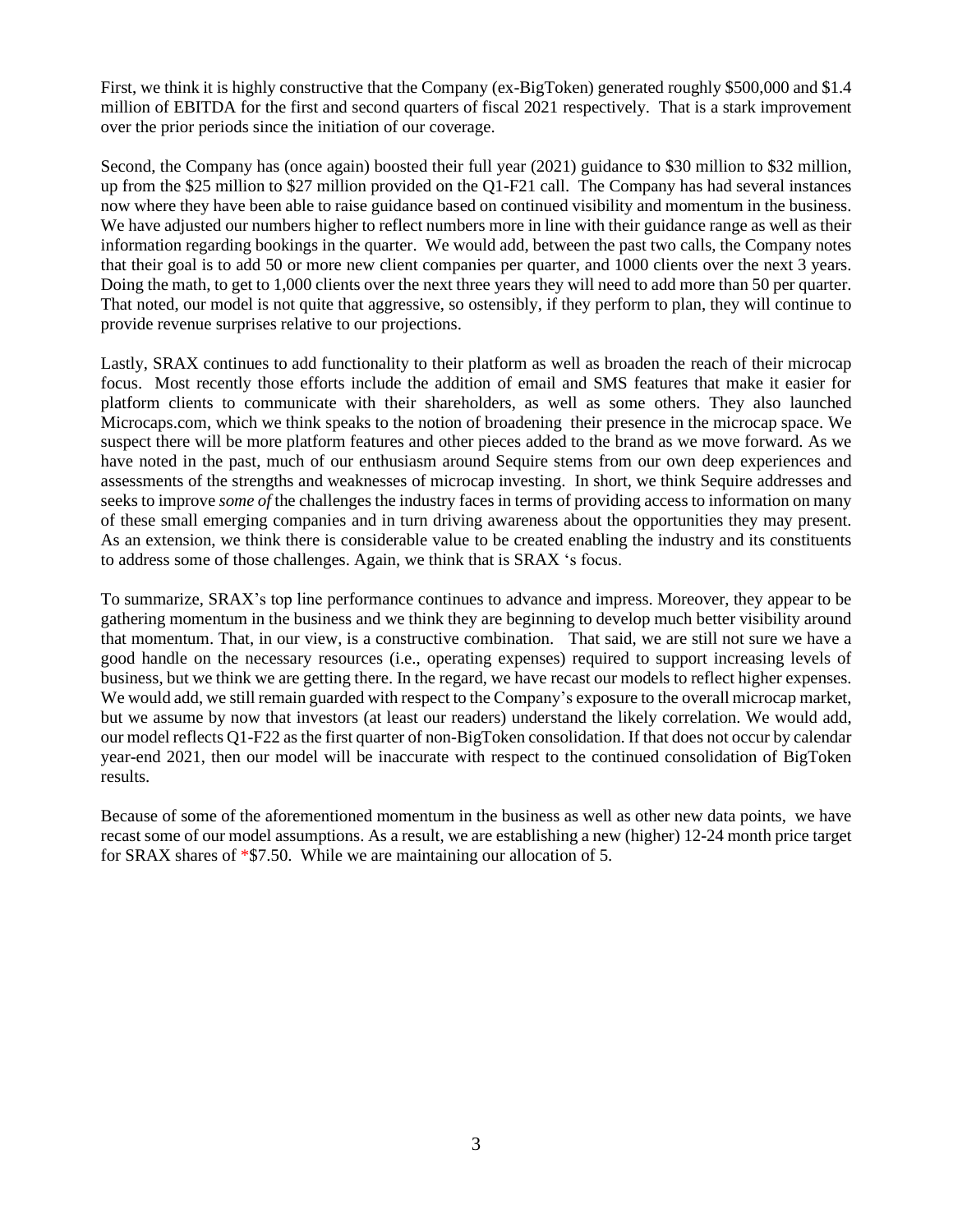First, we think it is highly constructive that the Company (ex-BigToken) generated roughly $500,000 and $1.4 million of EBITDA for the first and second quarters of fiscal 2021 respectively. That is a stark improvement over the prior periods since the initiation of our coverage.

Second, the Company has (once again) boosted their full year (2021) guidance to $30 million to $32 million, up from the $25 million to $27 million provided on the Q1-F21 call. The Company has had several instances now where they have been able to raise guidance based on continued visibility and momentum in the business. We have adjusted our numbers higher to reflect numbers more in line with their guidance range as well as their information regarding bookings in the quarter. We would add, between the past two calls, the Company notes that their goal is to add 50 or more new client companies per quarter, and 1000 clients over the next 3 years. Doing the math, to get to 1,000 clients over the next three years they will need to add more than 50 per quarter. That noted, our model is not quite that aggressive, so ostensibly, if they perform to plan, they will continue to provide revenue surprises relative to our projections.

Lastly, SRAX continues to add functionality to their platform as well as broaden the reach of their microcap focus. Most recently those efforts include the addition of email and SMS features that make it easier for platform clients to communicate with their shareholders, as well as some others. They also launched Microcaps.com, which we think speaks to the notion of broadening their presence in the microcap space. We suspect there will be more platform features and other pieces added to the brand as we move forward. As we have noted in the past, much of our enthusiasm around Sequire stems from our own deep experiences and assessments of the strengths and weaknesses of microcap investing. In short, we think Sequire addresses and seeks to improve *some of* the challenges the industry faces in terms of providing access to information on many of these small emerging companies and in turn driving awareness about the opportunities they may present. As an extension, we think there is considerable value to be created enabling the industry and its constituents to address some of those challenges. Again, we think that is SRAX 's focus.

To summarize, SRAX's top line performance continues to advance and impress. Moreover, they appear to be gathering momentum in the business and we think they are beginning to develop much better visibility around that momentum. That, in our view, is a constructive combination. That said, we are still not sure we have a good handle on the necessary resources (i.e., operating expenses) required to support increasing levels of business, but we think we are getting there. In the regard, we have recast our models to reflect higher expenses. We would add, we still remain guarded with respect to the Company's exposure to the overall microcap market, but we assume by now that investors (at least our readers) understand the likely correlation. We would add, our model reflects Q1-F22 as the first quarter of non-BigToken consolidation. If that does not occur by calendar year-end 2021, then our model will be inaccurate with respect to the continued consolidation of BigToken results.

Because of some of the aforementioned momentum in the business as well as other new data points, we have recast some of our model assumptions. As a result, we are establishing a new (higher) 12-24 month price target for SRAX shares of *$7.50. While we are maintaining our allocation of 5.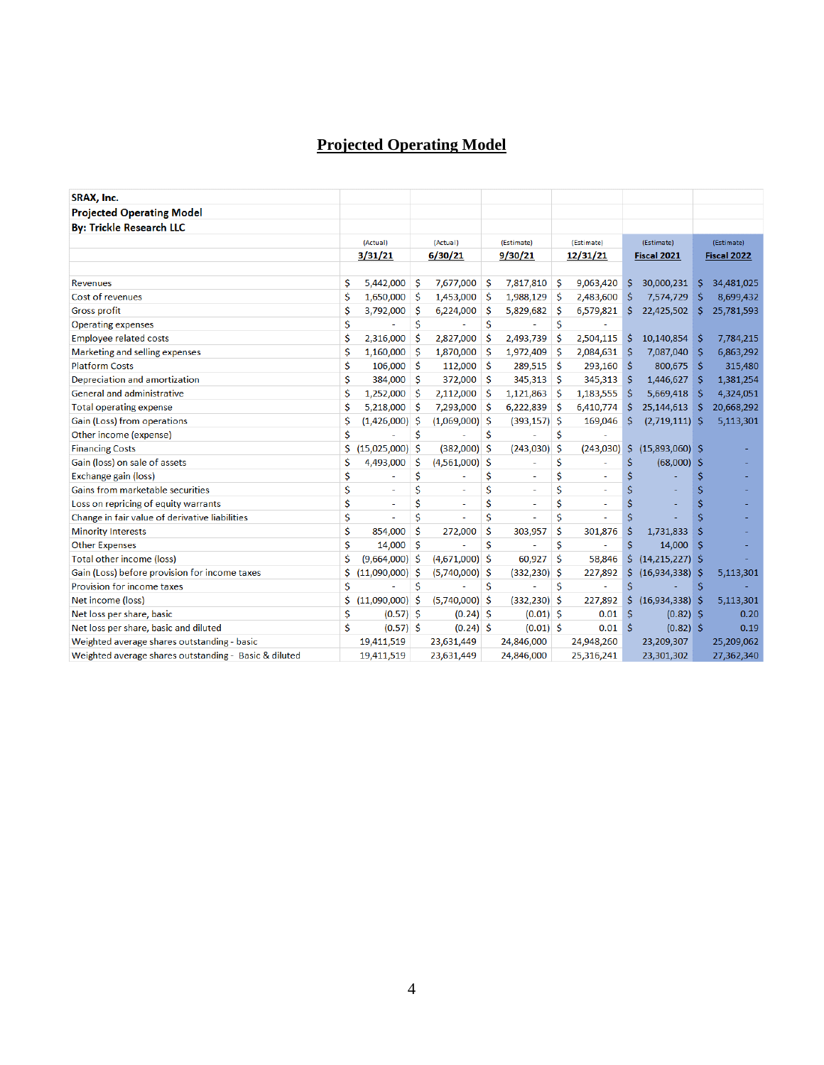# Projected Operating Model

| SRAX, Inc. | | | | | | |
|---|---|---|---|---|---|---|
| Projected Operating Model | | | | | | |
| By: Trickle Research LLC | | | | | | |
| | (Actual) | (Actual) | (Estimate) | (Estimate) | (Estimate) | (Estimate) |
| | 3/31/21 | 6/30/21 | 9/30/21 | 12/31/21 | Fiscal 2021 | Fiscal 2022 |
| Revenues | $ 5,442,000 | $ 7,677,000 | $ 7,817,810 | $ 9,063,420 | $ 30,000,231 | $ 34,481,025 |
| Cost of revenues | $ 1,650,000 | $ 1,453,000 | $ 1,988,129 | $ 2,483,600 | $ 7,574,729 | $ 8,699,432 |
| Gross profit | $ 3,792,000 | $ 6,224,000 | $ 5,829,682 | $ 6,579,821 | $ 22,425,502 | $ 25,781,593 |
| Operating expenses | $ - | $ - | $ - | $ - | | |
| Employee related costs | $ 2,316,000 | $ 2,827,000 | $ 2,493,739 | $ 2,504,115 | $ 10,140,854 | $ 7,784,215 |
| Marketing and selling expenses | $ 1,160,000 | $ 1,870,000 | $ 1,972,409 | $ 2,084,631 | $ 7,087,040 | $ 6,863,292 |
| Platform Costs | $ 106,000 | $ 112,000 | $ 289,515 | $ 293,160 | $ 800,675 | $ 315,480 |
| Depreciation and amortization | $ 384,000 | $ 372,000 | $ 345,313 | $ 345,313 | $ 1,446,627 | $ 1,381,254 |
| General and administrative | $ 1,252,000 | $ 2,112,000 | $ 1,121,863 | $ 1,183,555 | $ 5,669,418 | $ 4,324,051 |
| Total operating expense | $ 5,218,000 | $ 7,293,000 | $ 6,222,839 | $ 6,410,774 | $ 25,144,613 | $ 20,668,292 |
| Gain (Loss) from operations | $ (1,426,000) | $ (1,069,000) | $ (393,157) | $ 169,046 | $ (2,719,111) | $ 5,113,301 |
| Other income (expense) | $ - | $ - | $ - | $ - | | |
| Financing Costs | $ (15,025,000) | $ (382,000) | $ (243,030) | $ (243,030) | $ (15,893,060) | $ - |
| Gain (loss) on sale of assets | $ 4,493,000 | $ (4,561,000) | $ - | $ - | $ (68,000) | $ - |
| Exchange gain (loss) | $ - | $ - | $ - | $ - | $ - | $ - |
| Gains from marketable securities | $ - | $ - | $ - | $ - | $ - | $ - |
| Loss on repricing of equity warrants | $ - | $ - | $ - | $ - | $ - | $ - |
| Change in fair value of derivative liabilities | $ - | $ - | $ - | $ - | $ - | $ - |
| Minority Interests | $ 854,000 | $ 272,000 | $ 303,957 | $ 301,876 | $ 1,731,833 | $ - |
| Other Expenses | $ 14,000 | $ - | $ - | $ - | $ 14,000 | $ - |
| Total other income (loss) | $ (9,664,000) | $ (4,671,000) | $ 60,927 | $ 58,846 | $ (14,215,227) | $ - |
| Gain (Loss) before provision for income taxes | $ (11,090,000) | $ (5,740,000) | $ (332,230) | $ 227,892 | $ (16,934,338) | $ 5,113,301 |
| Provision for income taxes | $ - | $ - | $ - | $ - | $ - | $ - |
| Net income (loss) | $ (11,090,000) | $ (5,740,000) | $ (332,230) | $ 227,892 | $ (16,934,338) | $ 5,113,301 |
| Net loss per share, basic | $ (0.57) | $ (0.24) | $ (0.01) | $ 0.01 | $ (0.82) | $ 0.20 |
| Net loss per share, basic and diluted | $ (0.57) | $ (0.24) | $ (0.01) | $ 0.01 | $ (0.82) | $ 0.19 |
| Weighted average shares outstanding - basic | 19,411,519 | 23,631,449 | 24,846,000 | 24,948,260 | 23,209,307 | 25,209,062 |
| Weighted average shares outstanding - Basic & diluted | 19,411,519 | 23,631,449 | 24,846,000 | 25,316,241 | 23,301,302 | 27,362,340 |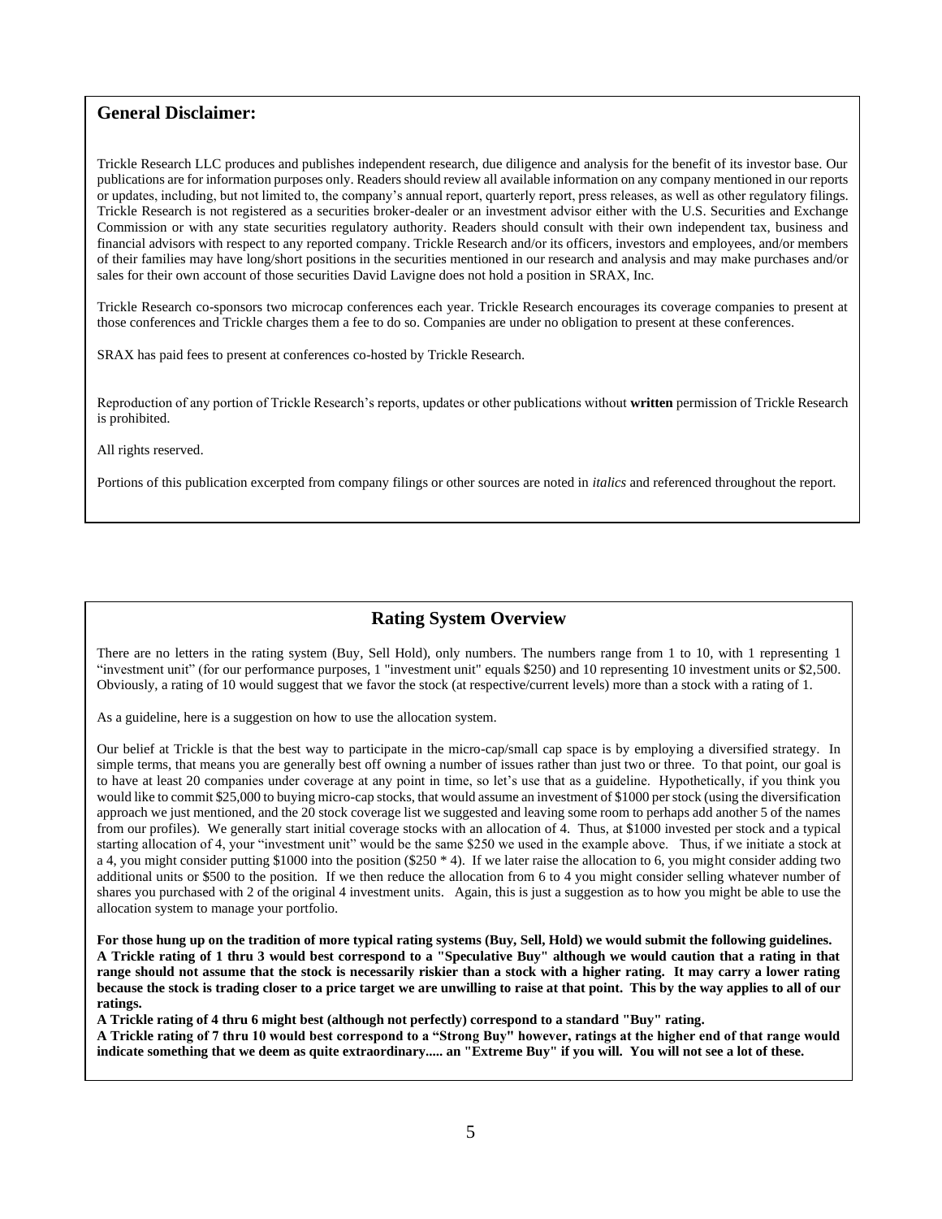## General Disclaimer:

Trickle Research LLC produces and publishes independent research, due diligence and analysis for the benefit of its investor base. Our publications are for information purposes only. Readers should review all available information on any company mentioned in our reports or updates, including, but not limited to, the company's annual report, quarterly report, press releases, as well as other regulatory filings. Trickle Research is not registered as a securities broker-dealer or an investment advisor either with the U.S. Securities and Exchange Commission or with any state securities regulatory authority. Readers should consult with their own independent tax, business and financial advisors with respect to any reported company. Trickle Research and/or its officers, investors and employees, and/or members of their families may have long/short positions in the securities mentioned in our research and analysis and may make purchases and/or sales for their own account of those securities David Lavigne does not hold a position in SRAX, Inc.

Trickle Research co-sponsors two microcap conferences each year. Trickle Research encourages its coverage companies to present at those conferences and Trickle charges them a fee to do so. Companies are under no obligation to present at these conferences.

SRAX has paid fees to present at conferences co-hosted by Trickle Research.

Reproduction of any portion of Trickle Research's reports, updates or other publications without **written** permission of Trickle Research is prohibited.

All rights reserved.

Portions of this publication excerpted from company filings or other sources are noted in *italics* and referenced throughout the report.

## Rating System Overview

There are no letters in the rating system (Buy, Sell Hold), only numbers. The numbers range from 1 to 10, with 1 representing 1 "investment unit" (for our performance purposes, 1 "investment unit" equals $250) and 10 representing 10 investment units or $2,500. Obviously, a rating of 10 would suggest that we favor the stock (at respective/current levels) more than a stock with a rating of 1.

As a guideline, here is a suggestion on how to use the allocation system.

Our belief at Trickle is that the best way to participate in the micro-cap/small cap space is by employing a diversified strategy. In simple terms, that means you are generally best off owning a number of issues rather than just two or three. To that point, our goal is to have at least 20 companies under coverage at any point in time, so let's use that as a guideline. Hypothetically, if you think you would like to commit $25,000 to buying micro-cap stocks, that would assume an investment of $1000 per stock (using the diversification approach we just mentioned, and the 20 stock coverage list we suggested and leaving some room to perhaps add another 5 of the names from our profiles). We generally start initial coverage stocks with an allocation of 4. Thus, at $1000 invested per stock and a typical starting allocation of 4, your "investment unit" would be the same $250 we used in the example above. Thus, if we initiate a stock at a 4, you might consider putting $1000 into the position ($250 * 4). If we later raise the allocation to 6, you might consider adding two additional units or $500 to the position. If we then reduce the allocation from 6 to 4 you might consider selling whatever number of shares you purchased with 2 of the original 4 investment units. Again, this is just a suggestion as to how you might be able to use the allocation system to manage your portfolio.

**For those hung up on the tradition of more typical rating systems (Buy, Sell, Hold) we would submit the following guidelines. A Trickle rating of 1 thru 3 would best correspond to a "Speculative Buy" although we would caution that a rating in that range should not assume that the stock is necessarily riskier than a stock with a higher rating. It may carry a lower rating because the stock is trading closer to a price target we are unwilling to raise at that point. This by the way applies to all of our ratings.**

**A Trickle rating of 4 thru 6 might best (although not perfectly) correspond to a standard "Buy" rating.**

**A Trickle rating of 7 thru 10 would best correspond to a "Strong Buy" however, ratings at the higher end of that range would indicate something that we deem as quite extraordinary..... an "Extreme Buy" if you will. You will not see a lot of these.**